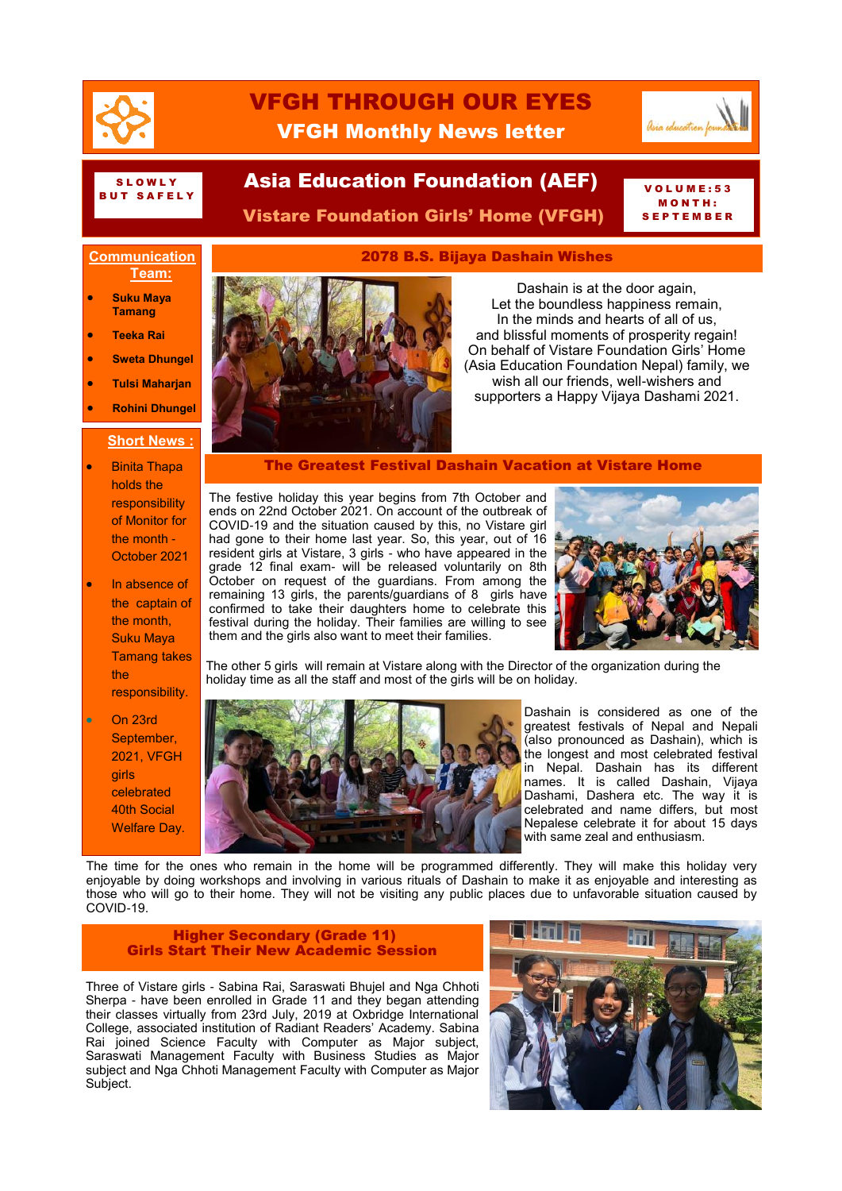# VFGH THROUGH OUR EYES

## VFGH Monthly News letter

SLOWLY BUT SAFELY

## Asia Education Foundation (AEF)

### Vistare Foundation Girls' Home (VFGH)

VOLUME:53
MONTH: SEPTEMBER

**Communication Team:**

- **Suku Maya Tamang**
- **Teeka Rai**
- **Sweta Dhungel**
- **Tulsi Maharjan**
- **Rohini Dhungel**

**Short News :**

- Binita Thapa holds the responsibility of Monitor for the month - October 2021
- In absence of the captain of the month, Suku Maya Tamang takes the responsibility.
- On 23rd September, 2021, VFGH girls celebrated 40th Social Welfare Day.

### 2078 B.S. Bijaya Dashain Wishes

Dashain is at the door again,
Let the boundless happiness remain,
In the minds and hearts of all of us,
and blissful moments of prosperity regain!
On behalf of Vistare Foundation Girls' Home (Asia Education Foundation Nepal) family, we wish all our friends, well-wishers and supporters a Happy Vijaya Dashami 2021.

### The Greatest Festival Dashain Vacation at Vistare Home

The festive holiday this year begins from 7th October and ends on 22nd October 2021. On account of the outbreak of COVID-19 and the situation caused by this, no Vistare girl had gone to their home last year. So, this year, out of 16 resident girls at Vistare, 3 girls - who have appeared in the grade 12 final exam- will be released voluntarily on 8th October on request of the guardians. From among the remaining 13 girls, the parents/guardians of 8 girls have confirmed to take their daughters home to celebrate this festival during the holiday. Their families are willing to see them and the girls also want to meet their families.

The other 5 girls will remain at Vistare along with the Director of the organization during the holiday time as all the staff and most of the girls will be on holiday.

Dashain is considered as one of the greatest festivals of Nepal and Nepali (also pronounced as Dashain), which is the longest and most celebrated festival in Nepal. Dashain has its different names. It is called Dashain, Vijaya Dashami, Dashera etc. The way it is celebrated and name differs, but most Nepalese celebrate it for about 15 days with same zeal and enthusiasm.

The time for the ones who remain in the home will be programmed differently. They will make this holiday very enjoyable by doing workshops and involving in various rituals of Dashain to make it as enjoyable and interesting as those who will go to their home. They will not be visiting any public places due to unfavorable situation caused by COVID-19.

### Higher Secondary (Grade 11) Girls Start Their New Academic Session

Three of Vistare girls - Sabina Rai, Saraswati Bhujel and Nga Chhoti Sherpa - have been enrolled in Grade 11 and they began attending their classes virtually from 23rd July, 2019 at Oxbridge International College, associated institution of Radiant Readers' Academy. Sabina Rai joined Science Faculty with Computer as Major subject, Saraswati Management Faculty with Business Studies as Major subject and Nga Chhoti Management Faculty with Computer as Major Subject.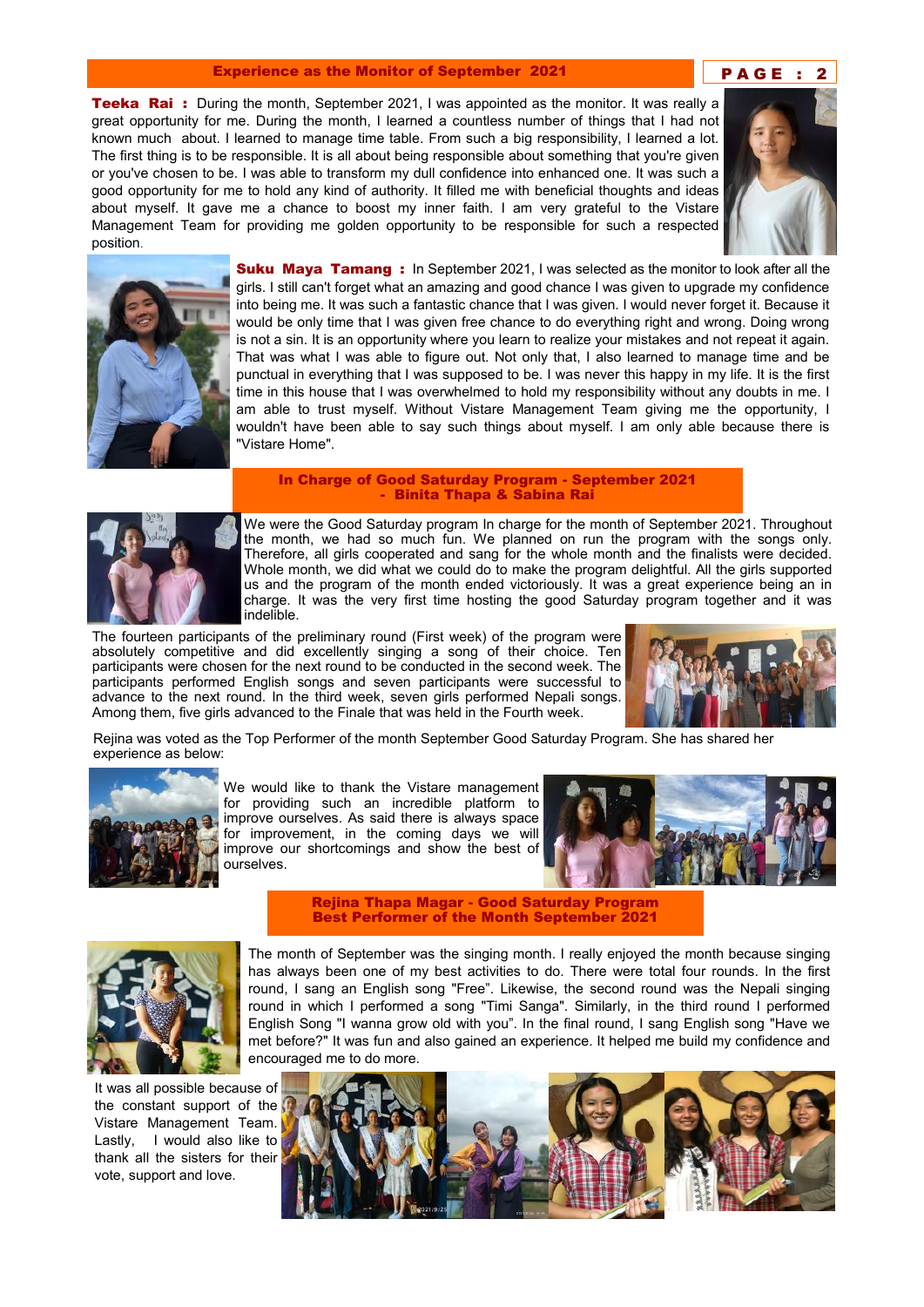## Experience as the Monitor of September 2021

**Teeka Rai :** During the month, September 2021, I was appointed as the monitor. It was really a great opportunity for me. During the month, I learned a countless number of things that I had not known much about. I learned to manage time table. From such a big responsibility, I learned a lot. The first thing is to be responsible. It is all about being responsible about something that you're given or you've chosen to be. I was able to transform my dull confidence into enhanced one. It was such a good opportunity for me to hold any kind of authority. It filled me with beneficial thoughts and ideas about myself. It gave me a chance to boost my inner faith. I am very grateful to the Vistare Management Team for providing me golden opportunity to be responsible for such a respected position.

**Suku Maya Tamang :** In September 2021, I was selected as the monitor to look after all the girls. I still can't forget what an amazing and good chance I was given to upgrade my confidence into being me. It was such a fantastic chance that I was given. I would never forget it. Because it would be only time that I was given free chance to do everything right and wrong. Doing wrong is not a sin. It is an opportunity where you learn to realize your mistakes and not repeat it again. That was what I was able to figure out. Not only that, I also learned to manage time and be punctual in everything that I was supposed to be. I was never this happy in my life. It is the first time in this house that I was overwhelmed to hold my responsibility without any doubts in me. I am able to trust myself. Without Vistare Management Team giving me the opportunity, I wouldn't have been able to say such things about myself. I am only able because there is "Vistare Home".

## In Charge of Good Saturday Program - September 2021 - Binita Thapa & Sabina Rai

We were the Good Saturday program In charge for the month of September 2021. Throughout the month, we had so much fun. We planned on run the program with the songs only. Therefore, all girls cooperated and sang for the whole month and the finalists were decided. Whole month, we did what we could do to make the program delightful. All the girls supported us and the program of the month ended victoriously. It was a great experience being an in charge. It was the very first time hosting the good Saturday program together and it was indelible.

The fourteen participants of the preliminary round (First week) of the program were absolutely competitive and did excellently singing a song of their choice. Ten participants were chosen for the next round to be conducted in the second week. The participants performed English songs and seven participants were successful to advance to the next round. In the third week, seven girls performed Nepali songs. Among them, five girls advanced to the Finale that was held in the Fourth week.

Rejina was voted as the Top Performer of the month September Good Saturday Program. She has shared her experience as below:

We would like to thank the Vistare management for providing such an incredible platform to improve ourselves. As said there is always space for improvement, in the coming days we will improve our shortcomings and show the best of ourselves.

## Rejina Thapa Magar - Good Saturday Program Best Performer of the Month September 2021

The month of September was the singing month. I really enjoyed the month because singing has always been one of my best activities to do. There were total four rounds. In the first round, I sang an English song "Free". Likewise, the second round was the Nepali singing round in which I performed a song "Timi Sanga". Similarly, in the third round I performed English Song "I wanna grow old with you". In the final round, I sang English song "Have we met before?" It was fun and also gained an experience. It helped me build my confidence and encouraged me to do more.

It was all possible because of the constant support of the Vistare Management Team. Lastly, I would also like to thank all the sisters for their vote, support and love.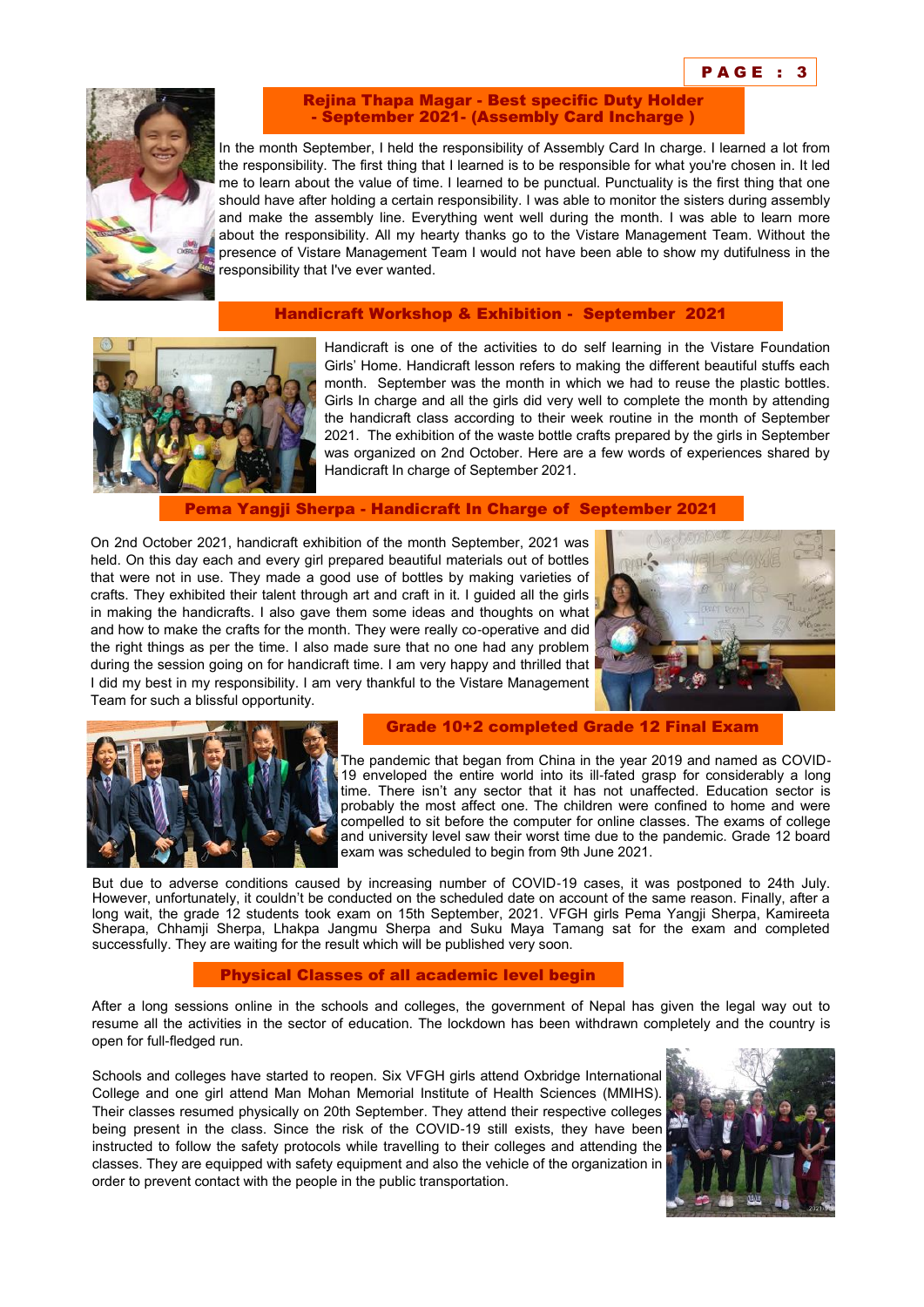## Rejina Thapa Magar - Best specific Duty Holder - September 2021- (Assembly Card Incharge )

In the month September, I held the responsibility of Assembly Card In charge. I learned a lot from the responsibility. The first thing that I learned is to be responsible for what you're chosen in. It led me to learn about the value of time. I learned to be punctual. Punctuality is the first thing that one should have after holding a certain responsibility. I was able to monitor the sisters during assembly and make the assembly line. Everything went well during the month. I was able to learn more about the responsibility. All my hearty thanks go to the Vistare Management Team. Without the presence of Vistare Management Team I would not have been able to show my dutifulness in the responsibility that I've ever wanted.

## Handicraft Workshop & Exhibition - September 2021

Handicraft is one of the activities to do self learning in the Vistare Foundation Girls' Home. Handicraft lesson refers to making the different beautiful stuffs each month. September was the month in which we had to reuse the plastic bottles. Girls In charge and all the girls did very well to complete the month by attending the handicraft class according to their week routine in the month of September 2021. The exhibition of the waste bottle crafts prepared by the girls in September was organized on 2nd October. Here are a few words of experiences shared by Handicraft In charge of September 2021.

## Pema Yangji Sherpa - Handicraft In Charge of September 2021

On 2nd October 2021, handicraft exhibition of the month September, 2021 was held. On this day each and every girl prepared beautiful materials out of bottles that were not in use. They made a good use of bottles by making varieties of crafts. They exhibited their talent through art and craft in it. I guided all the girls in making the handicrafts. I also gave them some ideas and thoughts on what and how to make the crafts for the month. They were really co-operative and did the right things as per the time. I also made sure that no one had any problem during the session going on for handicraft time. I am very happy and thrilled that I did my best in my responsibility. I am very thankful to the Vistare Management Team for such a blissful opportunity.

## Grade 10+2 completed Grade 12 Final Exam

The pandemic that began from China in the year 2019 and named as COVID-19 enveloped the entire world into its ill-fated grasp for considerably a long time. There isn't any sector that it has not unaffected. Education sector is probably the most affect one. The children were confined to home and were compelled to sit before the computer for online classes. The exams of college and university level saw their worst time due to the pandemic. Grade 12 board exam was scheduled to begin from 9th June 2021.

But due to adverse conditions caused by increasing number of COVID-19 cases, it was postponed to 24th July. However, unfortunately, it couldn't be conducted on the scheduled date on account of the same reason. Finally, after a long wait, the grade 12 students took exam on 15th September, 2021. VFGH girls Pema Yangji Sherpa, Kamireeta Sherapa, Chhamji Sherpa, Lhakpa Jangmu Sherpa and Suku Maya Tamang sat for the exam and completed successfully. They are waiting for the result which will be published very soon.

## Physical Classes of all academic level begin

After a long sessions online in the schools and colleges, the government of Nepal has given the legal way out to resume all the activities in the sector of education. The lockdown has been withdrawn completely and the country is open for full-fledged run.

Schools and colleges have started to reopen. Six VFGH girls attend Oxbridge International College and one girl attend Man Mohan Memorial Institute of Health Sciences (MMIHS). Their classes resumed physically on 20th September. They attend their respective colleges being present in the class. Since the risk of the COVID-19 still exists, they have been instructed to follow the safety protocols while travelling to their colleges and attending the classes. They are equipped with safety equipment and also the vehicle of the organization in order to prevent contact with the people in the public transportation.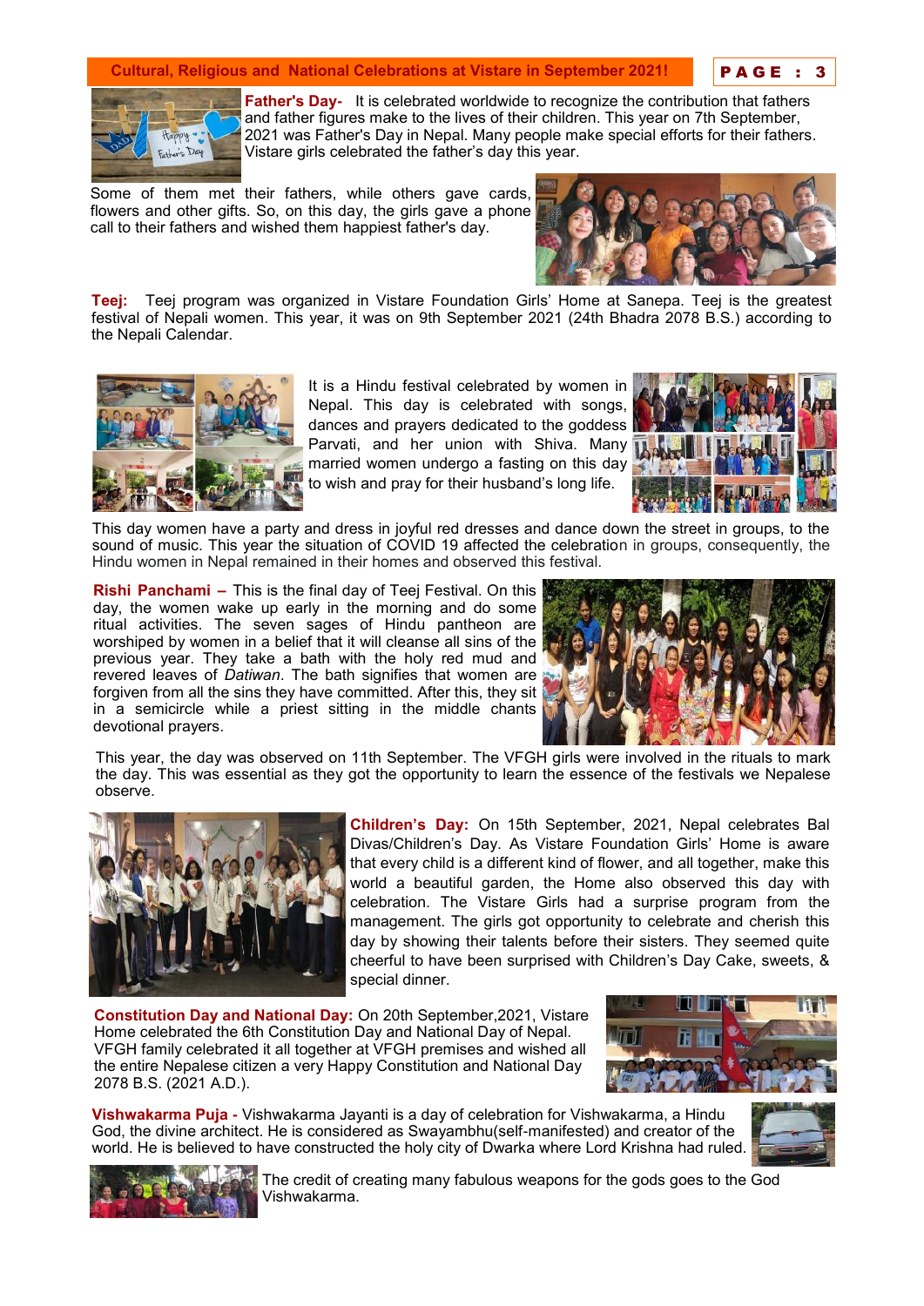## Cultural, Religious and National Celebrations at Vistare in September 2021!

**Father's Day-** It is celebrated worldwide to recognize the contribution that fathers and father figures make to the lives of their children. This year on 7th September, 2021 was Father's Day in Nepal. Many people make special efforts for their fathers. Vistare girls celebrated the father's day this year.

Some of them met their fathers, while others gave cards, flowers and other gifts. So, on this day, the girls gave a phone call to their fathers and wished them happiest father's day.

**Teej:** Teej program was organized in Vistare Foundation Girls' Home at Sanepa. Teej is the greatest festival of Nepali women. This year, it was on 9th September 2021 (24th Bhadra 2078 B.S.) according to the Nepali Calendar.

It is a Hindu festival celebrated by women in Nepal. This day is celebrated with songs, dances and prayers dedicated to the goddess Parvati, and her union with Shiva. Many married women undergo a fasting on this day to wish and pray for their husband's long life.

This day women have a party and dress in joyful red dresses and dance down the street in groups, to the sound of music. This year the situation of COVID 19 affected the celebration in groups, consequently, the Hindu women in Nepal remained in their homes and observed this festival.

**Rishi Panchami –** This is the final day of Teej Festival. On this day, the women wake up early in the morning and do some ritual activities. The seven sages of Hindu pantheon are worshiped by women in a belief that it will cleanse all sins of the previous year. They take a bath with the holy red mud and revered leaves of *Datiwan*. The bath signifies that women are forgiven from all the sins they have committed. After this, they sit in a semicircle while a priest sitting in the middle chants devotional prayers.

This year, the day was observed on 11th September. The VFGH girls were involved in the rituals to mark the day. This was essential as they got the opportunity to learn the essence of the festivals we Nepalese observe.

**Children's Day:** On 15th September, 2021, Nepal celebrates Bal Divas/Children's Day. As Vistare Foundation Girls' Home is aware that every child is a different kind of flower, and all together, make this world a beautiful garden, the Home also observed this day with celebration. The Vistare Girls had a surprise program from the management. The girls got opportunity to celebrate and cherish this day by showing their talents before their sisters. They seemed quite cheerful to have been surprised with Children's Day Cake, sweets, & special dinner.

**Constitution Day and National Day:** On 20th September,2021, Vistare Home celebrated the 6th Constitution Day and National Day of Nepal. VFGH family celebrated it all together at VFGH premises and wished all the entire Nepalese citizen a very Happy Constitution and National Day 2078 B.S. (2021 A.D.).

**Vishwakarma Puja -** Vishwakarma Jayanti is a day of celebration for Vishwakarma, a Hindu God, the divine architect. He is considered as Swayambhu(self-manifested) and creator of the world. He is believed to have constructed the holy city of Dwarka where Lord Krishna had ruled. The credit of creating many fabulous weapons for the gods goes to the God Vishwakarma.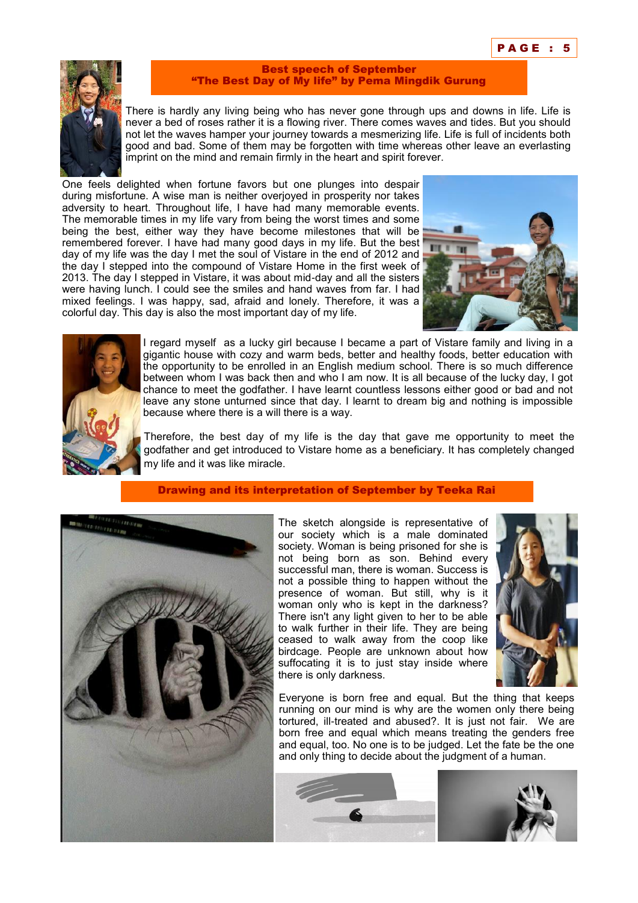## Best speech of September
## "The Best Day of My life" by Pema Mingdik Gurung

There is hardly any living being who has never gone through ups and downs in life. Life is never a bed of roses rather it is a flowing river. There comes waves and tides. But you should not let the waves hamper your journey towards a mesmerizing life. Life is full of incidents both good and bad. Some of them may be forgotten with time whereas other leave an everlasting imprint on the mind and remain firmly in the heart and spirit forever.

One feels delighted when fortune favors but one plunges into despair during misfortune. A wise man is neither overjoyed in prosperity nor takes adversity to heart. Throughout life, I have had many memorable events. The memorable times in my life vary from being the worst times and some being the best, either way they have become milestones that will be remembered forever. I have had many good days in my life. But the best day of my life was the day I met the soul of Vistare in the end of 2012 and the day I stepped into the compound of Vistare Home in the first week of 2013. The day I stepped in Vistare, it was about mid-day and all the sisters were having lunch. I could see the smiles and hand waves from far. I had mixed feelings. I was happy, sad, afraid and lonely. Therefore, it was a colorful day. This day is also the most important day of my life.

I regard myself as a lucky girl because I became a part of Vistare family and living in a gigantic house with cozy and warm beds, better and healthy foods, better education with the opportunity to be enrolled in an English medium school. There is so much difference between whom I was back then and who I am now. It is all because of the lucky day, I got chance to meet the godfather. I have learnt countless lessons either good or bad and not leave any stone unturned since that day. I learnt to dream big and nothing is impossible because where there is a will there is a way.

Therefore, the best day of my life is the day that gave me opportunity to meet the godfather and get introduced to Vistare home as a beneficiary. It has completely changed my life and it was like miracle.

## Drawing and its interpretation of September by Teeka Rai

The sketch alongside is representative of our society which is a male dominated society. Woman is being prisoned for she is not being born as son. Behind every successful man, there is woman. Success is not a possible thing to happen without the presence of woman. But still, why is it woman only who is kept in the darkness? There isn't any light given to her to be able to walk further in their life. They are being ceased to walk away from the coop like birdcage. People are unknown about how suffocating it is to just stay inside where there is only darkness.

Everyone is born free and equal. But the thing that keeps running on our mind is why are the women only there being tortured, ill-treated and abused?. It is just not fair. We are born free and equal which means treating the genders free and equal, too. No one is to be judged. Let the fate be the one and only thing to decide about the judgment of a human.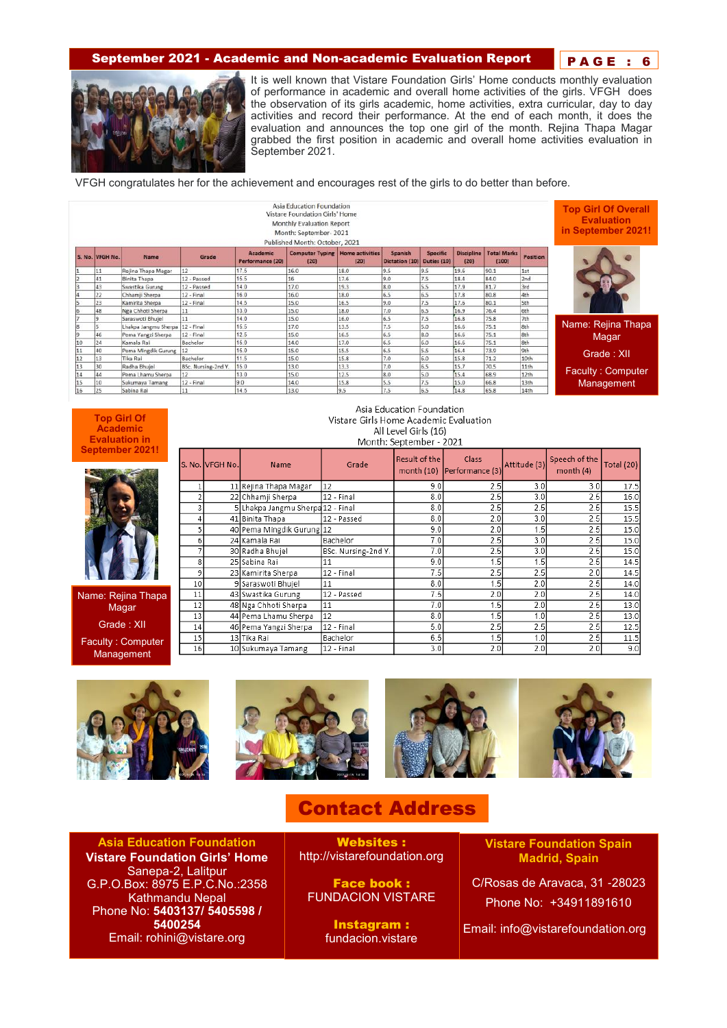## September 2021 - Academic and Non-academic Evaluation Report

It is well known that Vistare Foundation Girls' Home conducts monthly evaluation of performance in academic and overall home activities of the girls. VFGH does the observation of its girls academic, home activities, extra curricular, day to day activities and record their performance. At the end of each month, it does the evaluation and announces the top one girl of the month. Rejina Thapa Magar grabbed the first position in academic and overall home activities evaluation in September 2021.

VFGH congratulates her for the achievement and encourages rest of the girls to do better than before.

Asia Education Foundation
Vistare Foundation Girls' Home
Monthly Evaluation Report
Month: September- 2021
Published Month: October, 2021

| S. No. | VFGH No. | Name | Grade | Academic Performance (20) | Computer Typing (20) | Home activities (20) | Spanish Dictation (10) | Specific Duties (10) | Discipline (20) | Total Marks (100) | Position |
|---|---|---|---|---|---|---|---|---|---|---|---|
| 1 | 11 | Rejina Thapa Magar | 12 | 17.5 | 16.0 | 18.0 | 9.5 | 9.5 | 19.6 | 90.1 | 1st |
| 2 | 41 | Binita Thapa | 12 - Passed | 15.5 | 16 | 17.6 | 9.0 | 7.5 | 18.4 | 84.0 | 2nd |
| 3 | 43 | Swastika Gurung | 12 - Passed | 14.0 | 17.0 | 19.3 | 8.0 | 5.5 | 17.9 | 81.7 | 3rd |
| 4 | 22 | Chhamji Sherpa | 12 - Final | 16.0 | 16.0 | 18.0 | 6.5 | 6.5 | 17.8 | 80.8 | 4th |
| 5 | 23 | Kamirita Sherpa | 12 - Final | 14.5 | 15.0 | 16.5 | 9.0 | 7.5 | 17.6 | 80.1 | 5th |
| 6 | 48 | Nga Chhoti Sherpa | 11 | 13.0 | 15.0 | 18.0 | 7.0 | 6.5 | 16.9 | 76.4 | 6th |
| 7 | 9 | Saraswoti Bhujel | 11 | 14.0 | 15.0 | 16.0 | 6.5 | 7.5 | 16.8 | 75.8 | 7th |
| 8 | 5 | Lhakpa Jangmu Sherpa | 12 - Final | 16.5 | 17.0 | 13.5 | 7.5 | 5.0 | 16.6 | 75.1 | 8th |
| 9 | 46 | Pema Yangzi Sherpa | 12 - Final | 12.5 | 15.0 | 16.5 | 6.5 | 8.0 | 16.6 | 75.1 | 8th |
| 10 | 24 | Kamala Rai | Bachelor | 15.0 | 14.0 | 17.0 | 6.5 | 6.0 | 16.6 | 75.1 | 8th |
| 11 | 40 | Pema Mingdik Gurung | 12 | 16.0 | 15.0 | 15.5 | 6.5 | 5.5 | 16.4 | 73.9 | 9th |
| 12 | 13 | Tika Rai | Bachelor | 11.5 | 15.0 | 15.8 | 7.0 | 6.0 | 15.8 | 71.2 | 10th |
| 13 | 30 | Radha Bhujel | BSc. Nursing-2nd Y. | 15.0 | 13.0 | 13.3 | 7.0 | 6.5 | 15.7 | 70.5 | 11th |
| 14 | 44 | Pema Lhamu Sherpa | 12 | 13.0 | 15.0 | 12.5 | 8.0 | 5.0 | 15.4 | 68.9 | 12th |
| 15 | 10 | Sukumaya Tamang | 12 - Final | 9.0 | 14.0 | 15.8 | 5.5 | 7.5 | 15.0 | 66.8 | 13th |
| 16 | 25 | Sabina Rai | 11 | 14.5 | 13.0 | 9.5 | 7.5 | 6.5 | 14.8 | 65.8 | 14th |

**Top Girl Of Overall Evaluation in September 2021!**

Name: Rejina Thapa Magar
Grade : XII
Faculty : Computer Management

**Top Girl Of Academic Evaluation in September 2021!**

Name: Rejina Thapa Magar
Grade : XII
Faculty : Computer Management

Asia Education Foundation
Vistare Girls Home Academic Evaluation
All Level Girls (16)
Month: September - 2021

| S. No. | VFGH No. | Name | Grade | Result of the month (10) | Class Performance (3) | Attitude (3) | Speech of the month (4) | Total (20) |
|---|---|---|---|---|---|---|---|---|
| 1 | 11 | Rejina Thapa Magar | 12 | 9.0 | 2.5 | 3.0 | 3.0 | 17.5 |
| 2 | 22 | Chhamji Sherpa | 12 - Final | 8.0 | 2.5 | 3.0 | 2.5 | 16.0 |
| 3 | 5 | Lhakpa Jangmu Sherpa | 12 - Final | 8.0 | 2.5 | 2.5 | 2.5 | 15.5 |
| 4 | 41 | Binita Thapa | 12 - Passed | 8.0 | 2.0 | 3.0 | 2.5 | 15.5 |
| 5 | 40 | Pema Mingdik Gurung | 12 | 9.0 | 2.0 | 1.5 | 2.5 | 15.0 |
| 6 | 24 | Kamala Rai | Bachelor | 7.0 | 2.5 | 3.0 | 2.5 | 15.0 |
| 7 | 30 | Radha Bhujel | BSc. Nursing-2nd Y. | 7.0 | 2.5 | 3.0 | 2.5 | 15.0 |
| 8 | 25 | Sabina Rai | 11 | 9.0 | 1.5 | 1.5 | 2.5 | 14.5 |
| 9 | 23 | Kamirita Sherpa | 12 - Final | 7.5 | 2.5 | 2.5 | 2.0 | 14.5 |
| 10 | 9 | Saraswoti Bhujel | 11 | 8.0 | 1.5 | 2.0 | 2.5 | 14.0 |
| 11 | 43 | Swastika Gurung | 12 - Passed | 7.5 | 2.0 | 2.0 | 2.5 | 14.0 |
| 12 | 48 | Nga Chhoti Sherpa | 11 | 7.0 | 1.5 | 2.0 | 2.5 | 13.0 |
| 13 | 44 | Pema Lhamu Sherpa | 12 | 8.0 | 1.5 | 1.0 | 2.5 | 13.0 |
| 14 | 46 | Pema Yangzi Sherpa | 12 - Final | 5.0 | 2.5 | 2.5 | 2.5 | 12.5 |
| 15 | 13 | Tika Rai | Bachelor | 6.5 | 1.5 | 1.0 | 2.5 | 11.5 |
| 16 | 10 | Sukumaya Tamang | 12 - Final | 3.0 | 2.0 | 2.0 | 2.0 | 9.0 |

## Contact Address

**Asia Education Foundation**
**Vistare Foundation Girls' Home**
Sanepa-2, Lalitpur
G.P.O.Box: 8975 E.P.C.No.:2358
Kathmandu Nepal
Phone No: **5403137/ 5405598 / 5400254**
Email: rohini@vistare.org

**Websites :**
http://vistarefoundation.org

**Face book :**
FUNDACION VISTARE

**Instagram :**
fundacion.vistare

**Vistare Foundation Spain**
**Madrid, Spain**

C/Rosas de Aravaca, 31 -28023
Phone No: +34911891610

Email: info@vistarefoundation.org